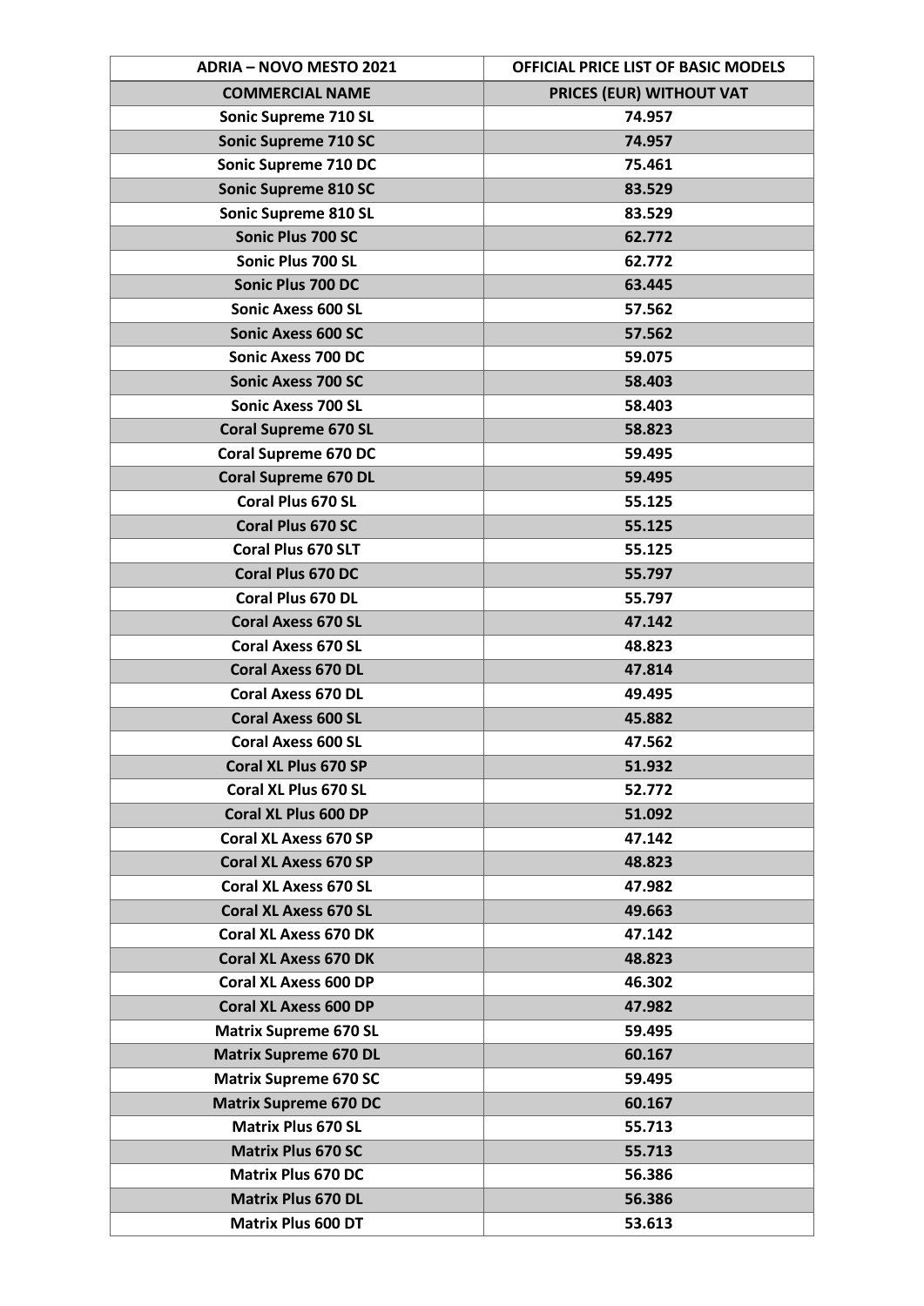| ADRIA – NOVO MESTO 2021 | OFFICIAL PRICE LIST OF BASIC MODELS |
|---|---|
| **COMMERCIAL NAME** | **PRICES (EUR) WITHOUT VAT** |
| Sonic Supreme 710 SL | 74.957 |
| Sonic Supreme 710 SC | 74.957 |
| Sonic Supreme 710 DC | 75.461 |
| Sonic Supreme 810 SC | 83.529 |
| Sonic Supreme 810 SL | 83.529 |
| Sonic Plus 700 SC | 62.772 |
| Sonic Plus 700 SL | 62.772 |
| Sonic Plus 700 DC | 63.445 |
| Sonic Axess 600 SL | 57.562 |
| Sonic Axess 600 SC | 57.562 |
| Sonic Axess 700 DC | 59.075 |
| Sonic Axess 700 SC | 58.403 |
| Sonic Axess 700 SL | 58.403 |
| Coral Supreme 670 SL | 58.823 |
| Coral Supreme 670 DC | 59.495 |
| Coral Supreme 670 DL | 59.495 |
| Coral Plus 670 SL | 55.125 |
| Coral Plus 670 SC | 55.125 |
| Coral Plus 670 SLT | 55.125 |
| Coral Plus 670 DC | 55.797 |
| Coral Plus 670 DL | 55.797 |
| Coral Axess 670 SL | 47.142 |
| Coral Axess 670 SL | 48.823 |
| Coral Axess 670 DL | 47.814 |
| Coral Axess 670 DL | 49.495 |
| Coral Axess 600 SL | 45.882 |
| Coral Axess 600 SL | 47.562 |
| Coral XL Plus 670 SP | 51.932 |
| Coral XL Plus 670 SL | 52.772 |
| Coral XL Plus 600 DP | 51.092 |
| Coral XL Axess 670 SP | 47.142 |
| Coral XL Axess 670 SP | 48.823 |
| Coral XL Axess 670 SL | 47.982 |
| Coral XL Axess 670 SL | 49.663 |
| Coral XL Axess 670 DK | 47.142 |
| Coral XL Axess 670 DK | 48.823 |
| Coral XL Axess 600 DP | 46.302 |
| Coral XL Axess 600 DP | 47.982 |
| Matrix Supreme 670 SL | 59.495 |
| Matrix Supreme 670 DL | 60.167 |
| Matrix Supreme 670 SC | 59.495 |
| Matrix Supreme 670 DC | 60.167 |
| Matrix Plus 670 SL | 55.713 |
| Matrix Plus 670 SC | 55.713 |
| Matrix Plus 670 DC | 56.386 |
| Matrix Plus 670 DL | 56.386 |
| Matrix Plus 600 DT | 53.613 |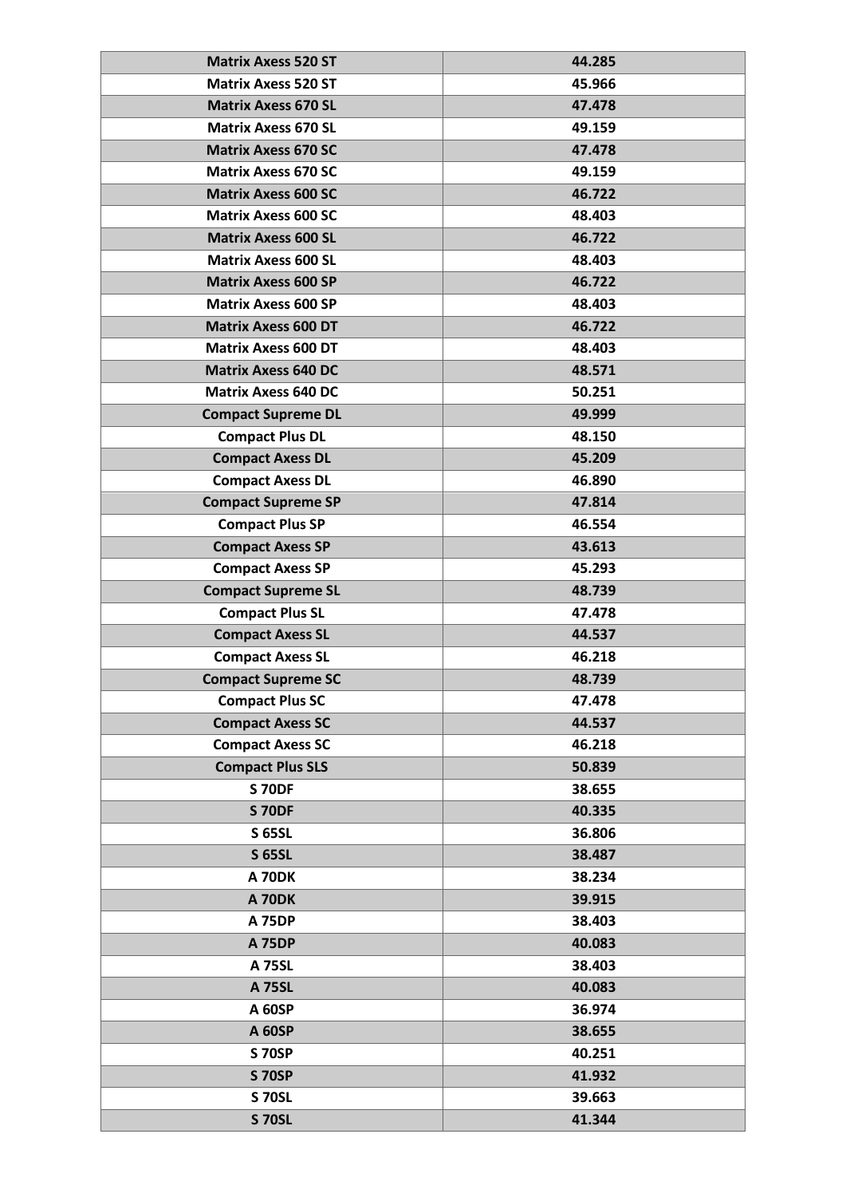| Matrix Axess 520 ST | 44.285 |
| --- | --- |
| Matrix Axess 520 ST | 45.966 |
| Matrix Axess 670 SL | 47.478 |
| Matrix Axess 670 SL | 49.159 |
| Matrix Axess 670 SC | 47.478 |
| Matrix Axess 670 SC | 49.159 |
| Matrix Axess 600 SC | 46.722 |
| Matrix Axess 600 SC | 48.403 |
| Matrix Axess 600 SL | 46.722 |
| Matrix Axess 600 SL | 48.403 |
| Matrix Axess 600 SP | 46.722 |
| Matrix Axess 600 SP | 48.403 |
| Matrix Axess 600 DT | 46.722 |
| Matrix Axess 600 DT | 48.403 |
| Matrix Axess 640 DC | 48.571 |
| Matrix Axess 640 DC | 50.251 |
| Compact Supreme DL | 49.999 |
| Compact Plus DL | 48.150 |
| Compact Axess DL | 45.209 |
| Compact Axess DL | 46.890 |
| Compact Supreme SP | 47.814 |
| Compact Plus SP | 46.554 |
| Compact Axess SP | 43.613 |
| Compact Axess SP | 45.293 |
| Compact Supreme SL | 48.739 |
| Compact Plus SL | 47.478 |
| Compact Axess SL | 44.537 |
| Compact Axess SL | 46.218 |
| Compact Supreme SC | 48.739 |
| Compact Plus SC | 47.478 |
| Compact Axess SC | 44.537 |
| Compact Axess SC | 46.218 |
| Compact Plus SLS | 50.839 |
| S 70DF | 38.655 |
| S 70DF | 40.335 |
| S 65SL | 36.806 |
| S 65SL | 38.487 |
| A 70DK | 38.234 |
| A 70DK | 39.915 |
| A 75DP | 38.403 |
| A 75DP | 40.083 |
| A 75SL | 38.403 |
| A 75SL | 40.083 |
| A 60SP | 36.974 |
| A 60SP | 38.655 |
| S 70SP | 40.251 |
| S 70SP | 41.932 |
| S 70SL | 39.663 |
| S 70SL | 41.344 |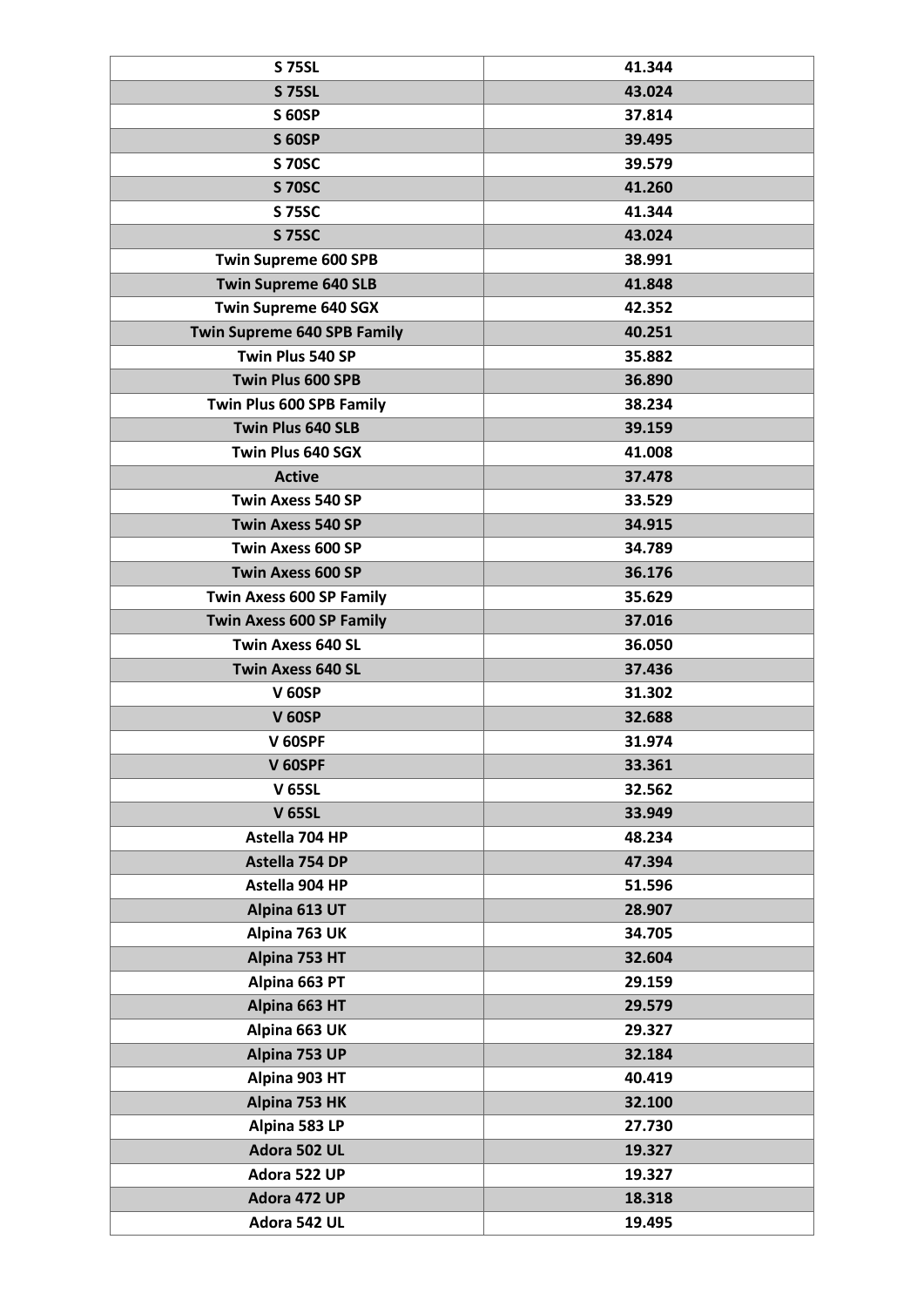| S 75SL | 41.344 |
|---|---|
| S 75SL | 43.024 |
| S 60SP | 37.814 |
| S 60SP | 39.495 |
| S 70SC | 39.579 |
| S 70SC | 41.260 |
| S 75SC | 41.344 |
| S 75SC | 43.024 |
| Twin Supreme 600 SPB | 38.991 |
| Twin Supreme 640 SLB | 41.848 |
| Twin Supreme 640 SGX | 42.352 |
| Twin Supreme 640 SPB Family | 40.251 |
| Twin Plus 540 SP | 35.882 |
| Twin Plus 600 SPB | 36.890 |
| Twin Plus 600 SPB Family | 38.234 |
| Twin Plus 640 SLB | 39.159 |
| Twin Plus 640 SGX | 41.008 |
| Active | 37.478 |
| Twin Axess 540 SP | 33.529 |
| Twin Axess 540 SP | 34.915 |
| Twin Axess 600 SP | 34.789 |
| Twin Axess 600 SP | 36.176 |
| Twin Axess 600 SP Family | 35.629 |
| Twin Axess 600 SP Family | 37.016 |
| Twin Axess 640 SL | 36.050 |
| Twin Axess 640 SL | 37.436 |
| V 60SP | 31.302 |
| V 60SP | 32.688 |
| V 60SPF | 31.974 |
| V 60SPF | 33.361 |
| V 65SL | 32.562 |
| V 65SL | 33.949 |
| Astella 704 HP | 48.234 |
| Astella 754 DP | 47.394 |
| Astella 904 HP | 51.596 |
| Alpina 613 UT | 28.907 |
| Alpina 763 UK | 34.705 |
| Alpina 753 HT | 32.604 |
| Alpina 663 PT | 29.159 |
| Alpina 663 HT | 29.579 |
| Alpina 663 UK | 29.327 |
| Alpina 753 UP | 32.184 |
| Alpina 903 HT | 40.419 |
| Alpina 753 HK | 32.100 |
| Alpina 583 LP | 27.730 |
| Adora 502 UL | 19.327 |
| Adora 522 UP | 19.327 |
| Adora 472 UP | 18.318 |
| Adora 542 UL | 19.495 |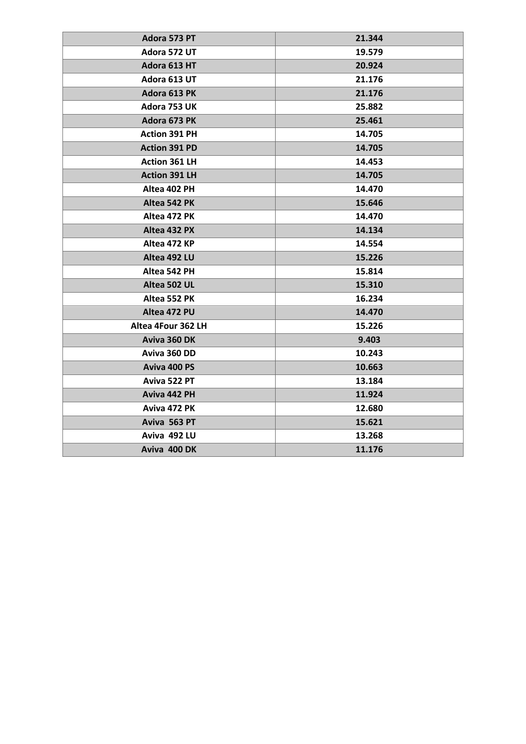| | |
|---|---|
| Adora 573 PT | 21.344 |
| Adora 572 UT | 19.579 |
| Adora 613 HT | 20.924 |
| Adora 613 UT | 21.176 |
| Adora 613 PK | 21.176 |
| Adora 753 UK | 25.882 |
| Adora 673 PK | 25.461 |
| Action 391 PH | 14.705 |
| Action 391 PD | 14.705 |
| Action 361 LH | 14.453 |
| Action 391 LH | 14.705 |
| Altea 402 PH | 14.470 |
| Altea 542 PK | 15.646 |
| Altea 472 PK | 14.470 |
| Altea 432 PX | 14.134 |
| Altea 472 KP | 14.554 |
| Altea 492 LU | 15.226 |
| Altea 542 PH | 15.814 |
| Altea 502 UL | 15.310 |
| Altea 552 PK | 16.234 |
| Altea 472 PU | 14.470 |
| Altea 4Four 362 LH | 15.226 |
| Aviva 360 DK | 9.403 |
| Aviva 360 DD | 10.243 |
| Aviva 400 PS | 10.663 |
| Aviva 522 PT | 13.184 |
| Aviva 442 PH | 11.924 |
| Aviva 472 PK | 12.680 |
| Aviva 563 PT | 15.621 |
| Aviva 492 LU | 13.268 |
| Aviva 400 DK | 11.176 |